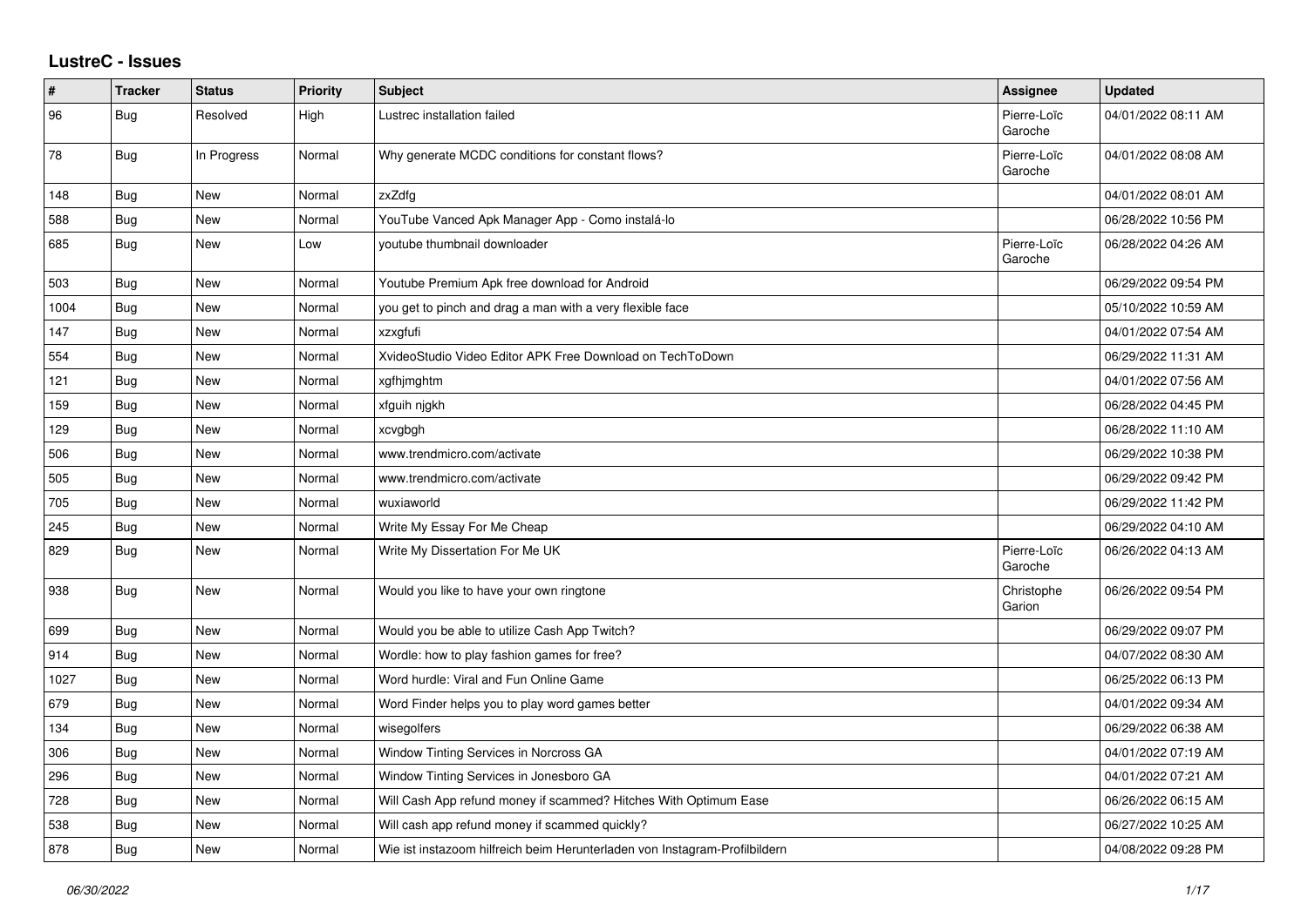# LustreC - Issues

| # | Tracker | Status | Priority | Subject | Assignee | Updated |
|---|---|---|---|---|---|---|
| 96 | Bug | Resolved | High | Lustrec installation failed | Pierre-Loïc Garoche | 04/01/2022 08:11 AM |
| 78 | Bug | In Progress | Normal | Why generate MCDC conditions for constant flows? | Pierre-Loïc Garoche | 04/01/2022 08:08 AM |
| 148 | Bug | New | Normal | zxZdfg | | 04/01/2022 08:01 AM |
| 588 | Bug | New | Normal | YouTube Vanced Apk Manager App - Como instalá-lo | | 06/28/2022 10:56 PM |
| 685 | Bug | New | Low | youtube thumbnail downloader | Pierre-Loïc Garoche | 06/28/2022 04:26 AM |
| 503 | Bug | New | Normal | Youtube Premium Apk free download for Android | | 06/29/2022 09:54 PM |
| 1004 | Bug | New | Normal | you get to pinch and drag a man with a very flexible face | | 05/10/2022 10:59 AM |
| 147 | Bug | New | Normal | xzxgfufi | | 04/01/2022 07:54 AM |
| 554 | Bug | New | Normal | XvideoStudio Video Editor APK Free Download on TechToDown | | 06/29/2022 11:31 AM |
| 121 | Bug | New | Normal | xgfhjmghtm | | 04/01/2022 07:56 AM |
| 159 | Bug | New | Normal | xfguih njgkh | | 06/28/2022 04:45 PM |
| 129 | Bug | New | Normal | xcvgbgh | | 06/28/2022 11:10 AM |
| 506 | Bug | New | Normal | www.trendmicro.com/activate | | 06/29/2022 10:38 PM |
| 505 | Bug | New | Normal | www.trendmicro.com/activate | | 06/29/2022 09:42 PM |
| 705 | Bug | New | Normal | wuxiaworld | | 06/29/2022 11:42 PM |
| 245 | Bug | New | Normal | Write My Essay For Me Cheap | | 06/29/2022 04:10 AM |
| 829 | Bug | New | Normal | Write My Dissertation For Me UK | Pierre-Loïc Garoche | 06/26/2022 04:13 AM |
| 938 | Bug | New | Normal | Would you like to have your own ringtone | Christophe Garion | 06/26/2022 09:54 PM |
| 699 | Bug | New | Normal | Would you be able to utilize Cash App Twitch? | | 06/29/2022 09:07 PM |
| 914 | Bug | New | Normal | Wordle: how to play fashion games for free? | | 04/07/2022 08:30 AM |
| 1027 | Bug | New | Normal | Word hurdle: Viral and Fun Online Game | | 06/25/2022 06:13 PM |
| 679 | Bug | New | Normal | Word Finder helps you to play word games better | | 04/01/2022 09:34 AM |
| 134 | Bug | New | Normal | wisegolfers | | 06/29/2022 06:38 AM |
| 306 | Bug | New | Normal | Window Tinting Services in Norcross GA | | 04/01/2022 07:19 AM |
| 296 | Bug | New | Normal | Window Tinting Services in Jonesboro GA | | 04/01/2022 07:21 AM |
| 728 | Bug | New | Normal | Will Cash App refund money if scammed? Hitches With Optimum Ease | | 06/26/2022 06:15 AM |
| 538 | Bug | New | Normal | Will cash app refund money if scammed quickly? | | 06/27/2022 10:25 AM |
| 878 | Bug | New | Normal | Wie ist instazoom hilfreich beim Herunterladen von Instagram-Profilbildern | | 04/08/2022 09:28 PM |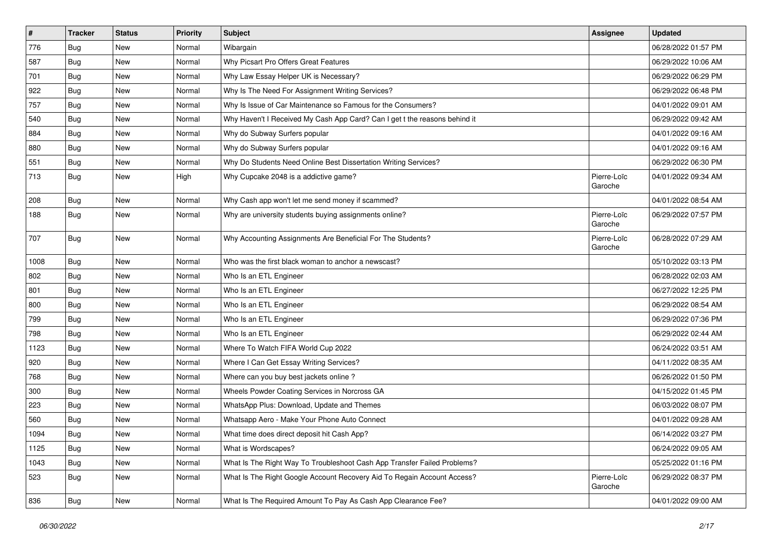| # | Tracker | Status | Priority | Subject | Assignee | Updated |
|---|---|---|---|---|---|---|
| 776 | Bug | New | Normal | Wibargain | | 06/28/2022 01:57 PM |
| 587 | Bug | New | Normal | Why Picsart Pro Offers Great Features | | 06/29/2022 10:06 AM |
| 701 | Bug | New | Normal | Why Law Essay Helper UK is Necessary? | | 06/29/2022 06:29 PM |
| 922 | Bug | New | Normal | Why Is The Need For Assignment Writing Services? | | 06/29/2022 06:48 PM |
| 757 | Bug | New | Normal | Why Is Issue of Car Maintenance so Famous for the Consumers? | | 04/01/2022 09:01 AM |
| 540 | Bug | New | Normal | Why Haven't I Received My Cash App Card? Can I get t the reasons behind it | | 06/29/2022 09:42 AM |
| 884 | Bug | New | Normal | Why do Subway Surfers popular | | 04/01/2022 09:16 AM |
| 880 | Bug | New | Normal | Why do Subway Surfers popular | | 04/01/2022 09:16 AM |
| 551 | Bug | New | Normal | Why Do Students Need Online Best Dissertation Writing Services? | | 06/29/2022 06:30 PM |
| 713 | Bug | New | High | Why Cupcake 2048 is a addictive game? | Pierre-Loïc Garoche | 04/01/2022 09:34 AM |
| 208 | Bug | New | Normal | Why Cash app won't let me send money if scammed? | | 04/01/2022 08:54 AM |
| 188 | Bug | New | Normal | Why are university students buying assignments online? | Pierre-Loïc Garoche | 06/29/2022 07:57 PM |
| 707 | Bug | New | Normal | Why Accounting Assignments Are Beneficial For The Students? | Pierre-Loïc Garoche | 06/28/2022 07:29 AM |
| 1008 | Bug | New | Normal | Who was the first black woman to anchor a newscast? | | 05/10/2022 03:13 PM |
| 802 | Bug | New | Normal | Who Is an ETL Engineer | | 06/28/2022 02:03 AM |
| 801 | Bug | New | Normal | Who Is an ETL Engineer | | 06/27/2022 12:25 PM |
| 800 | Bug | New | Normal | Who Is an ETL Engineer | | 06/29/2022 08:54 AM |
| 799 | Bug | New | Normal | Who Is an ETL Engineer | | 06/29/2022 07:36 PM |
| 798 | Bug | New | Normal | Who Is an ETL Engineer | | 06/29/2022 02:44 AM |
| 1123 | Bug | New | Normal | Where To Watch FIFA World Cup 2022 | | 06/24/2022 03:51 AM |
| 920 | Bug | New | Normal | Where I Can Get Essay Writing Services? | | 04/11/2022 08:35 AM |
| 768 | Bug | New | Normal | Where can you buy best jackets online ? | | 06/26/2022 01:50 PM |
| 300 | Bug | New | Normal | Wheels Powder Coating Services in Norcross GA | | 04/15/2022 01:45 PM |
| 223 | Bug | New | Normal | WhatsApp Plus: Download, Update and Themes | | 06/03/2022 08:07 PM |
| 560 | Bug | New | Normal | Whatsapp Aero - Make Your Phone Auto Connect | | 04/01/2022 09:28 AM |
| 1094 | Bug | New | Normal | What time does direct deposit hit Cash App? | | 06/14/2022 03:27 PM |
| 1125 | Bug | New | Normal | What is Wordscapes? | | 06/24/2022 09:05 AM |
| 1043 | Bug | New | Normal | What Is The Right Way To Troubleshoot Cash App Transfer Failed Problems? | | 05/25/2022 01:16 PM |
| 523 | Bug | New | Normal | What Is The Right Google Account Recovery Aid To Regain Account Access? | Pierre-Loïc Garoche | 06/29/2022 08:37 PM |
| 836 | Bug | New | Normal | What Is The Required Amount To Pay As Cash App Clearance Fee? | | 04/01/2022 09:00 AM |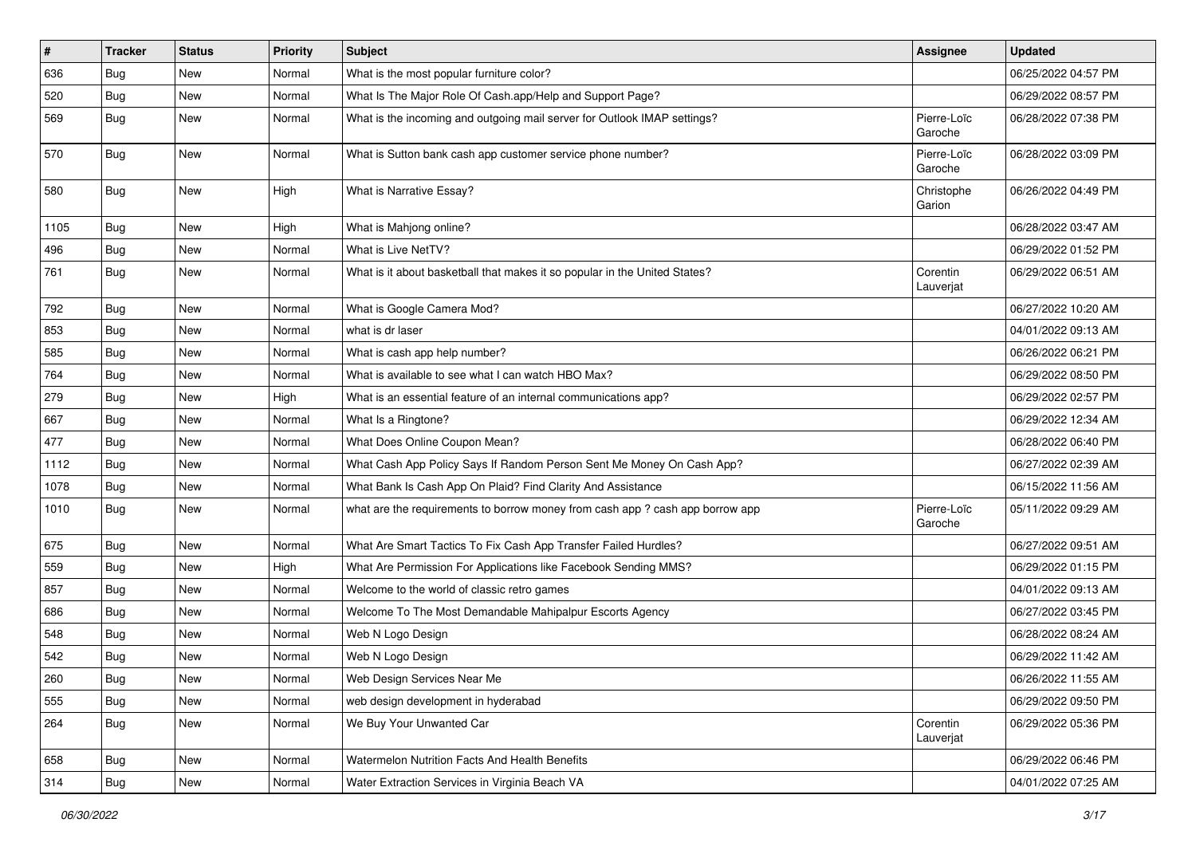| # | Tracker | Status | Priority | Subject | Assignee | Updated |
|---|---|---|---|---|---|---|
| 636 | Bug | New | Normal | What is the most popular furniture color? | | 06/25/2022 04:57 PM |
| 520 | Bug | New | Normal | What Is The Major Role Of Cash.app/Help and Support Page? | | 06/29/2022 08:57 PM |
| 569 | Bug | New | Normal | What is the incoming and outgoing mail server for Outlook IMAP settings? | Pierre-Loïc Garoche | 06/28/2022 07:38 PM |
| 570 | Bug | New | Normal | What is Sutton bank cash app customer service phone number? | Pierre-Loïc Garoche | 06/28/2022 03:09 PM |
| 580 | Bug | New | High | What is Narrative Essay? | Christophe Garion | 06/26/2022 04:49 PM |
| 1105 | Bug | New | High | What is Mahjong online? | | 06/28/2022 03:47 AM |
| 496 | Bug | New | Normal | What is Live NetTV? | | 06/29/2022 01:52 PM |
| 761 | Bug | New | Normal | What is it about basketball that makes it so popular in the United States? | Corentin Lauverjat | 06/29/2022 06:51 AM |
| 792 | Bug | New | Normal | What is Google Camera Mod? | | 06/27/2022 10:20 AM |
| 853 | Bug | New | Normal | what is dr laser | | 04/01/2022 09:13 AM |
| 585 | Bug | New | Normal | What is cash app help number? | | 06/26/2022 06:21 PM |
| 764 | Bug | New | Normal | What is available to see what I can watch HBO Max? | | 06/29/2022 08:50 PM |
| 279 | Bug | New | High | What is an essential feature of an internal communications app? | | 06/29/2022 02:57 PM |
| 667 | Bug | New | Normal | What Is a Ringtone? | | 06/29/2022 12:34 AM |
| 477 | Bug | New | Normal | What Does Online Coupon Mean? | | 06/28/2022 06:40 PM |
| 1112 | Bug | New | Normal | What Cash App Policy Says If Random Person Sent Me Money On Cash App? | | 06/27/2022 02:39 AM |
| 1078 | Bug | New | Normal | What Bank Is Cash App On Plaid? Find Clarity And Assistance | | 06/15/2022 11:56 AM |
| 1010 | Bug | New | Normal | what are the requirements to borrow money from cash app ? cash app borrow app | Pierre-Loïc Garoche | 05/11/2022 09:29 AM |
| 675 | Bug | New | Normal | What Are Smart Tactics To Fix Cash App Transfer Failed Hurdles? | | 06/27/2022 09:51 AM |
| 559 | Bug | New | High | What Are Permission For Applications like Facebook Sending MMS? | | 06/29/2022 01:15 PM |
| 857 | Bug | New | Normal | Welcome to the world of classic retro games | | 04/01/2022 09:13 AM |
| 686 | Bug | New | Normal | Welcome To The Most Demandable Mahipalpur Escorts Agency | | 06/27/2022 03:45 PM |
| 548 | Bug | New | Normal | Web N Logo Design | | 06/28/2022 08:24 AM |
| 542 | Bug | New | Normal | Web N Logo Design | | 06/29/2022 11:42 AM |
| 260 | Bug | New | Normal | Web Design Services Near Me | | 06/26/2022 11:55 AM |
| 555 | Bug | New | Normal | web design development in hyderabad | | 06/29/2022 09:50 PM |
| 264 | Bug | New | Normal | We Buy Your Unwanted Car | Corentin Lauverjat | 06/29/2022 05:36 PM |
| 658 | Bug | New | Normal | Watermelon Nutrition Facts And Health Benefits | | 06/29/2022 06:46 PM |
| 314 | Bug | New | Normal | Water Extraction Services in Virginia Beach VA | | 04/01/2022 07:25 AM |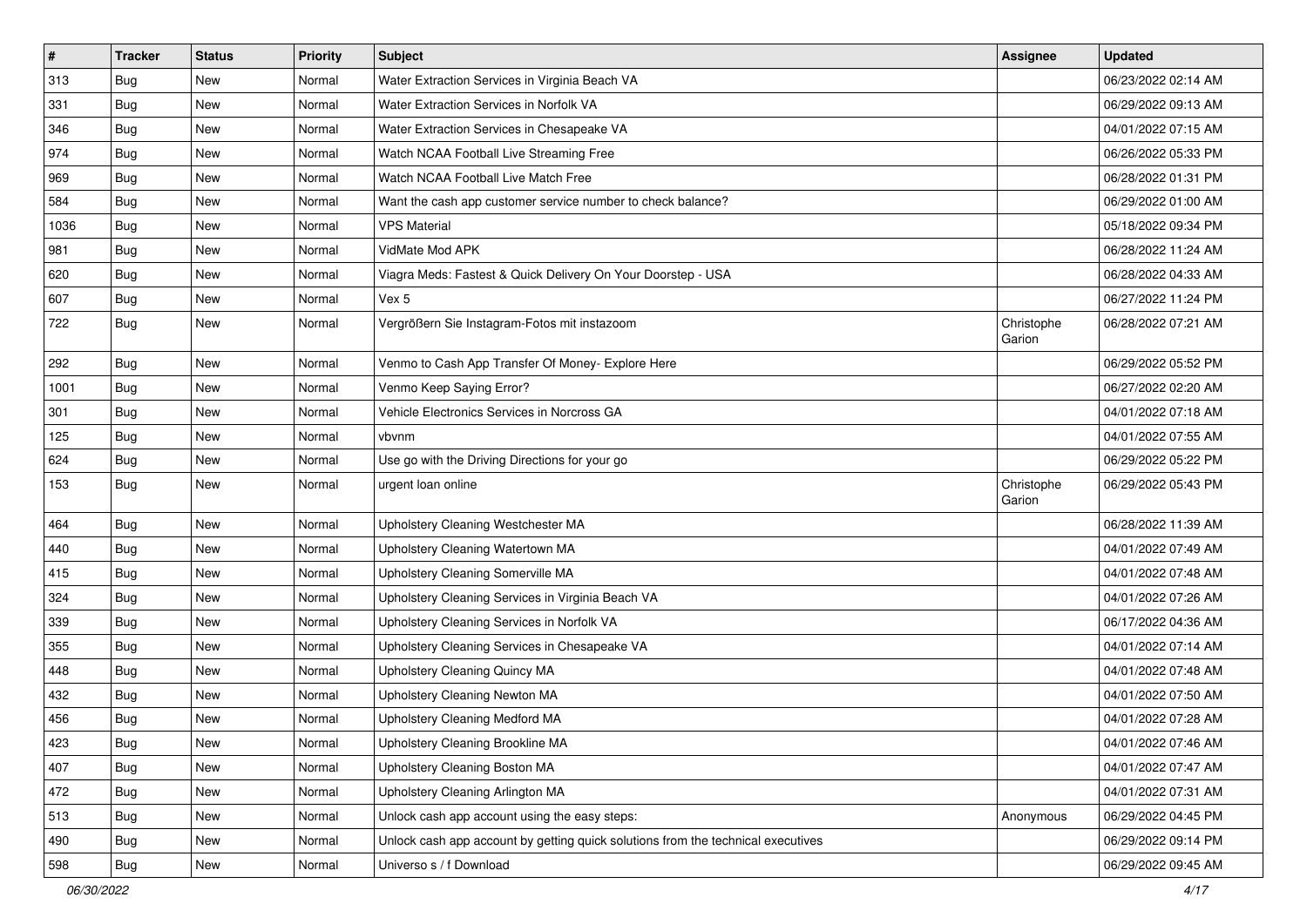| # | Tracker | Status | Priority | Subject | Assignee | Updated |
|---|---|---|---|---|---|---|
| 313 | Bug | New | Normal | Water Extraction Services in Virginia Beach VA | | 06/23/2022 02:14 AM |
| 331 | Bug | New | Normal | Water Extraction Services in Norfolk VA | | 06/29/2022 09:13 AM |
| 346 | Bug | New | Normal | Water Extraction Services in Chesapeake VA | | 04/01/2022 07:15 AM |
| 974 | Bug | New | Normal | Watch NCAA Football Live Streaming Free | | 06/26/2022 05:33 PM |
| 969 | Bug | New | Normal | Watch NCAA Football Live Match Free | | 06/28/2022 01:31 PM |
| 584 | Bug | New | Normal | Want the cash app customer service number to check balance? | | 06/29/2022 01:00 AM |
| 1036 | Bug | New | Normal | VPS Material | | 05/18/2022 09:34 PM |
| 981 | Bug | New | Normal | VidMate Mod APK | | 06/28/2022 11:24 AM |
| 620 | Bug | New | Normal | Viagra Meds: Fastest & Quick Delivery On Your Doorstep - USA | | 06/28/2022 04:33 AM |
| 607 | Bug | New | Normal | Vex 5 | | 06/27/2022 11:24 PM |
| 722 | Bug | New | Normal | Vergrößern Sie Instagram-Fotos mit instazoom | Christophe Garion | 06/28/2022 07:21 AM |
| 292 | Bug | New | Normal | Venmo to Cash App Transfer Of Money- Explore Here | | 06/29/2022 05:52 PM |
| 1001 | Bug | New | Normal | Venmo Keep Saying Error? | | 06/27/2022 02:20 AM |
| 301 | Bug | New | Normal | Vehicle Electronics Services in Norcross GA | | 04/01/2022 07:18 AM |
| 125 | Bug | New | Normal | vbvnm | | 04/01/2022 07:55 AM |
| 624 | Bug | New | Normal | Use go with the Driving Directions for your go | | 06/29/2022 05:22 PM |
| 153 | Bug | New | Normal | urgent loan online | Christophe Garion | 06/29/2022 05:43 PM |
| 464 | Bug | New | Normal | Upholstery Cleaning Westchester MA | | 06/28/2022 11:39 AM |
| 440 | Bug | New | Normal | Upholstery Cleaning Watertown MA | | 04/01/2022 07:49 AM |
| 415 | Bug | New | Normal | Upholstery Cleaning Somerville MA | | 04/01/2022 07:48 AM |
| 324 | Bug | New | Normal | Upholstery Cleaning Services in Virginia Beach VA | | 04/01/2022 07:26 AM |
| 339 | Bug | New | Normal | Upholstery Cleaning Services in Norfolk VA | | 06/17/2022 04:36 AM |
| 355 | Bug | New | Normal | Upholstery Cleaning Services in Chesapeake VA | | 04/01/2022 07:14 AM |
| 448 | Bug | New | Normal | Upholstery Cleaning Quincy MA | | 04/01/2022 07:48 AM |
| 432 | Bug | New | Normal | Upholstery Cleaning Newton MA | | 04/01/2022 07:50 AM |
| 456 | Bug | New | Normal | Upholstery Cleaning Medford MA | | 04/01/2022 07:28 AM |
| 423 | Bug | New | Normal | Upholstery Cleaning Brookline MA | | 04/01/2022 07:46 AM |
| 407 | Bug | New | Normal | Upholstery Cleaning Boston MA | | 04/01/2022 07:47 AM |
| 472 | Bug | New | Normal | Upholstery Cleaning Arlington MA | | 04/01/2022 07:31 AM |
| 513 | Bug | New | Normal | Unlock cash app account using the easy steps: | Anonymous | 06/29/2022 04:45 PM |
| 490 | Bug | New | Normal | Unlock cash app account by getting quick solutions from the technical executives | | 06/29/2022 09:14 PM |
| 598 | Bug | New | Normal | Universo s / f Download | | 06/29/2022 09:45 AM |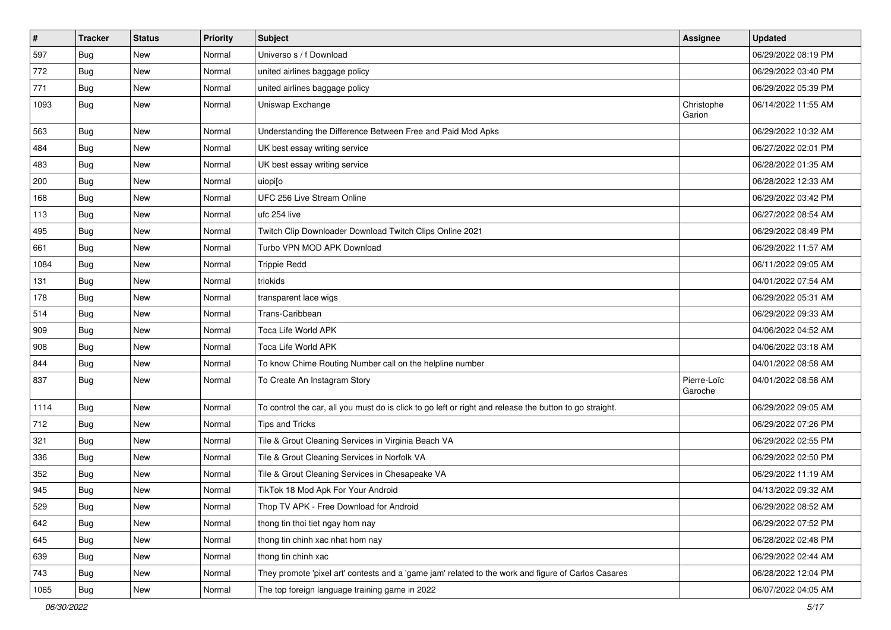| # | Tracker | Status | Priority | Subject | Assignee | Updated |
| --- | --- | --- | --- | --- | --- | --- |
| 597 | Bug | New | Normal | Universo s / f Download | | 06/29/2022 08:19 PM |
| 772 | Bug | New | Normal | united airlines baggage policy | | 06/29/2022 03:40 PM |
| 771 | Bug | New | Normal | united airlines baggage policy | | 06/29/2022 05:39 PM |
| 1093 | Bug | New | Normal | Uniswap Exchange | Christophe Garion | 06/14/2022 11:55 AM |
| 563 | Bug | New | Normal | Understanding the Difference Between Free and Paid Mod Apks | | 06/29/2022 10:32 AM |
| 484 | Bug | New | Normal | UK best essay writing service | | 06/27/2022 02:01 PM |
| 483 | Bug | New | Normal | UK best essay writing service | | 06/28/2022 01:35 AM |
| 200 | Bug | New | Normal | uiopi[o | | 06/28/2022 12:33 AM |
| 168 | Bug | New | Normal | UFC 256 Live Stream Online | | 06/29/2022 03:42 PM |
| 113 | Bug | New | Normal | ufc 254 live | | 06/27/2022 08:54 AM |
| 495 | Bug | New | Normal | Twitch Clip Downloader Download Twitch Clips Online 2021 | | 06/29/2022 08:49 PM |
| 661 | Bug | New | Normal | Turbo VPN MOD APK Download | | 06/29/2022 11:57 AM |
| 1084 | Bug | New | Normal | Trippie Redd | | 06/11/2022 09:05 AM |
| 131 | Bug | New | Normal | triokids | | 04/01/2022 07:54 AM |
| 178 | Bug | New | Normal | transparent lace wigs | | 06/29/2022 05:31 AM |
| 514 | Bug | New | Normal | Trans-Caribbean | | 06/29/2022 09:33 AM |
| 909 | Bug | New | Normal | Toca Life World APK | | 04/06/2022 04:52 AM |
| 908 | Bug | New | Normal | Toca Life World APK | | 04/06/2022 03:18 AM |
| 844 | Bug | New | Normal | To know Chime Routing Number call on the helpline number | | 04/01/2022 08:58 AM |
| 837 | Bug | New | Normal | To Create An Instagram Story | Pierre-Loïc Garoche | 04/01/2022 08:58 AM |
| 1114 | Bug | New | Normal | To control the car, all you must do is click to go left or right and release the button to go straight. | | 06/29/2022 09:05 AM |
| 712 | Bug | New | Normal | Tips and Tricks | | 06/29/2022 07:26 PM |
| 321 | Bug | New | Normal | Tile & Grout Cleaning Services in Virginia Beach VA | | 06/29/2022 02:55 PM |
| 336 | Bug | New | Normal | Tile & Grout Cleaning Services in Norfolk VA | | 06/29/2022 02:50 PM |
| 352 | Bug | New | Normal | Tile & Grout Cleaning Services in Chesapeake VA | | 06/29/2022 11:19 AM |
| 945 | Bug | New | Normal | TikTok 18 Mod Apk For Your Android | | 04/13/2022 09:32 AM |
| 529 | Bug | New | Normal | Thop TV APK - Free Download for Android | | 06/29/2022 08:52 AM |
| 642 | Bug | New | Normal | thong tin thoi tiet ngay hom nay | | 06/29/2022 07:52 PM |
| 645 | Bug | New | Normal | thong tin chinh xac nhat hom nay | | 06/28/2022 02:48 PM |
| 639 | Bug | New | Normal | thong tin chinh xac | | 06/29/2022 02:44 AM |
| 743 | Bug | New | Normal | They promote 'pixel art' contests and a 'game jam' related to the work and figure of Carlos Casares | | 06/28/2022 12:04 PM |
| 1065 | Bug | New | Normal | The top foreign language training game in 2022 | | 06/07/2022 04:05 AM |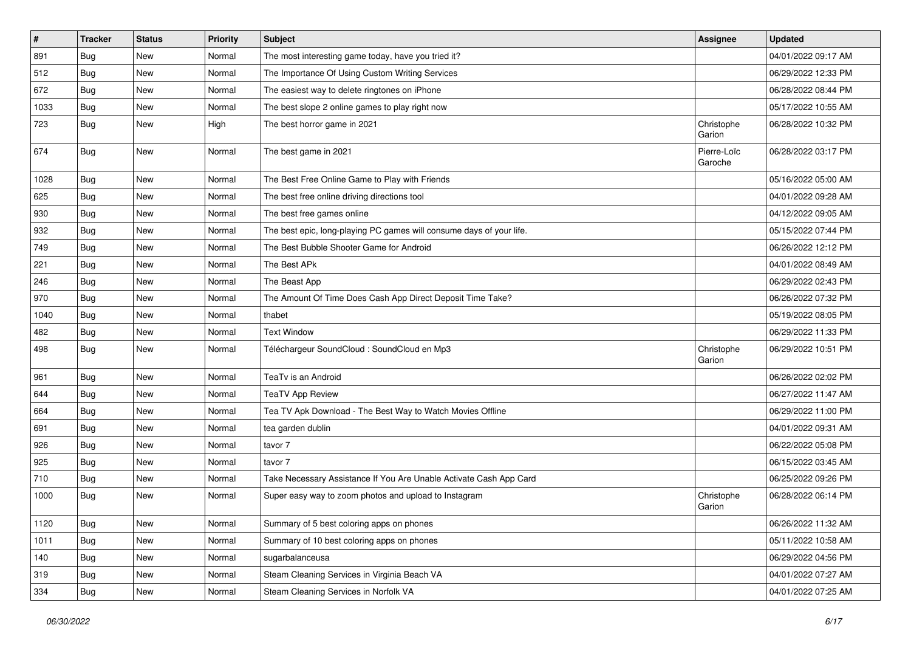| # | Tracker | Status | Priority | Subject | Assignee | Updated |
|---|---|---|---|---|---|---|
| 891 | Bug | New | Normal | The most interesting game today, have you tried it? | | 04/01/2022 09:17 AM |
| 512 | Bug | New | Normal | The Importance Of Using Custom Writing Services | | 06/29/2022 12:33 PM |
| 672 | Bug | New | Normal | The easiest way to delete ringtones on iPhone | | 06/28/2022 08:44 PM |
| 1033 | Bug | New | Normal | The best slope 2 online games to play right now | | 05/17/2022 10:55 AM |
| 723 | Bug | New | High | The best horror game in 2021 | Christophe Garion | 06/28/2022 10:32 PM |
| 674 | Bug | New | Normal | The best game in 2021 | Pierre-Loïc Garoche | 06/28/2022 03:17 PM |
| 1028 | Bug | New | Normal | The Best Free Online Game to Play with Friends | | 05/16/2022 05:00 AM |
| 625 | Bug | New | Normal | The best free online driving directions tool | | 04/01/2022 09:28 AM |
| 930 | Bug | New | Normal | The best free games online | | 04/12/2022 09:05 AM |
| 932 | Bug | New | Normal | The best epic, long-playing PC games will consume days of your life. | | 05/15/2022 07:44 PM |
| 749 | Bug | New | Normal | The Best Bubble Shooter Game for Android | | 06/26/2022 12:12 PM |
| 221 | Bug | New | Normal | The Best APk | | 04/01/2022 08:49 AM |
| 246 | Bug | New | Normal | The Beast App | | 06/29/2022 02:43 PM |
| 970 | Bug | New | Normal | The Amount Of Time Does Cash App Direct Deposit Time Take? | | 06/26/2022 07:32 PM |
| 1040 | Bug | New | Normal | thabet | | 05/19/2022 08:05 PM |
| 482 | Bug | New | Normal | Text Window | | 06/29/2022 11:33 PM |
| 498 | Bug | New | Normal | Téléchargeur SoundCloud : SoundCloud en Mp3 | Christophe Garion | 06/29/2022 10:51 PM |
| 961 | Bug | New | Normal | TeaTv is an Android | | 06/26/2022 02:02 PM |
| 644 | Bug | New | Normal | TeaTV App Review | | 06/27/2022 11:47 AM |
| 664 | Bug | New | Normal | Tea TV Apk Download - The Best Way to Watch Movies Offline | | 06/29/2022 11:00 PM |
| 691 | Bug | New | Normal | tea garden dublin | | 04/01/2022 09:31 AM |
| 926 | Bug | New | Normal | tavor 7 | | 06/22/2022 05:08 PM |
| 925 | Bug | New | Normal | tavor 7 | | 06/15/2022 03:45 AM |
| 710 | Bug | New | Normal | Take Necessary Assistance If You Are Unable Activate Cash App Card | | 06/25/2022 09:26 PM |
| 1000 | Bug | New | Normal | Super easy way to zoom photos and upload to Instagram | Christophe Garion | 06/28/2022 06:14 PM |
| 1120 | Bug | New | Normal | Summary of 5 best coloring apps on phones | | 06/26/2022 11:32 AM |
| 1011 | Bug | New | Normal | Summary of 10 best coloring apps on phones | | 05/11/2022 10:58 AM |
| 140 | Bug | New | Normal | sugarbalanceusa | | 06/29/2022 04:56 PM |
| 319 | Bug | New | Normal | Steam Cleaning Services in Virginia Beach VA | | 04/01/2022 07:27 AM |
| 334 | Bug | New | Normal | Steam Cleaning Services in Norfolk VA | | 04/01/2022 07:25 AM |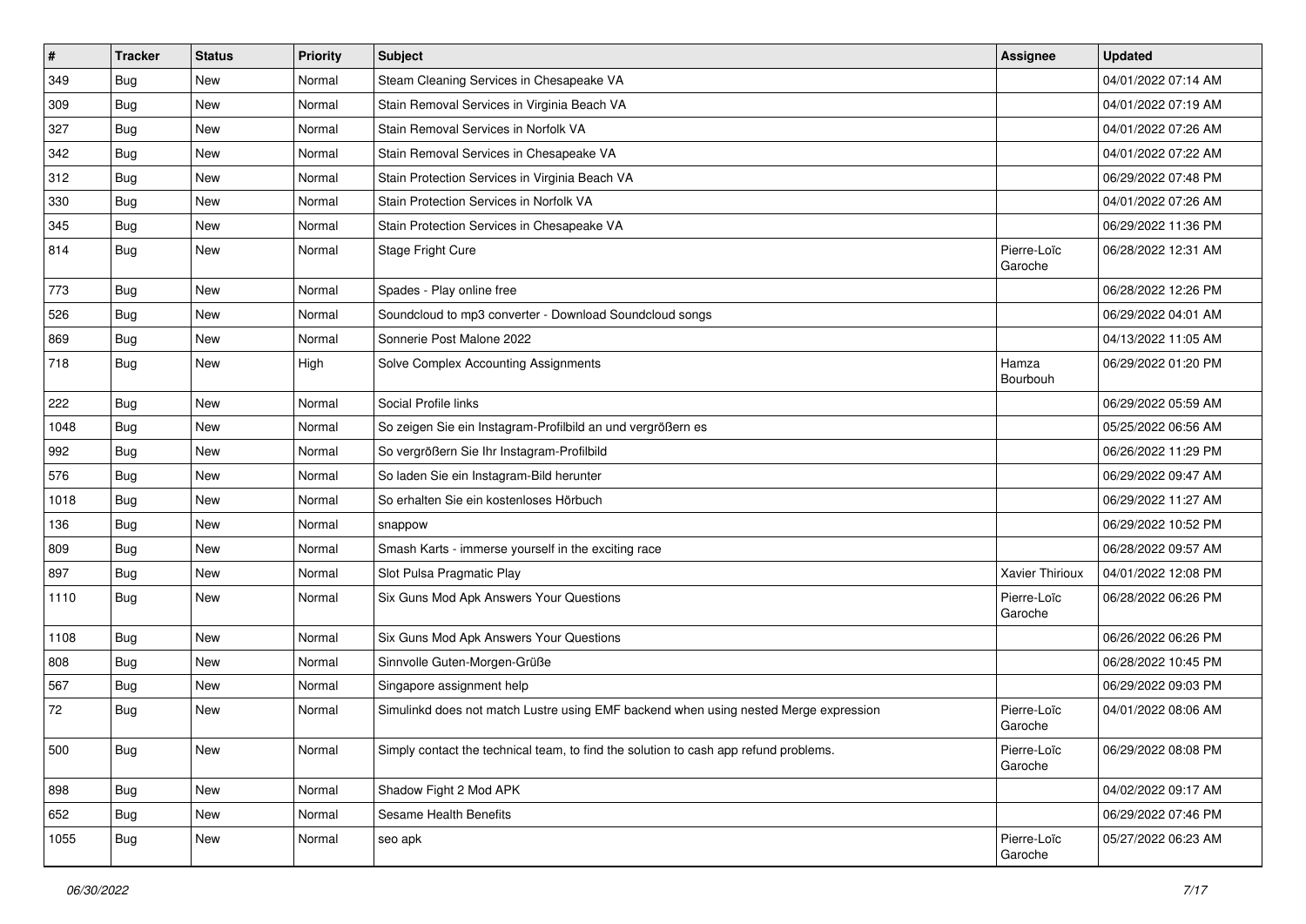| # | Tracker | Status | Priority | Subject | Assignee | Updated |
|---|---|---|---|---|---|---|
| 349 | Bug | New | Normal | Steam Cleaning Services in Chesapeake VA | | 04/01/2022 07:14 AM |
| 309 | Bug | New | Normal | Stain Removal Services in Virginia Beach VA | | 04/01/2022 07:19 AM |
| 327 | Bug | New | Normal | Stain Removal Services in Norfolk VA | | 04/01/2022 07:26 AM |
| 342 | Bug | New | Normal | Stain Removal Services in Chesapeake VA | | 04/01/2022 07:22 AM |
| 312 | Bug | New | Normal | Stain Protection Services in Virginia Beach VA | | 06/29/2022 07:48 PM |
| 330 | Bug | New | Normal | Stain Protection Services in Norfolk VA | | 04/01/2022 07:26 AM |
| 345 | Bug | New | Normal | Stain Protection Services in Chesapeake VA | | 06/29/2022 11:36 PM |
| 814 | Bug | New | Normal | Stage Fright Cure | Pierre-Loïc Garoche | 06/28/2022 12:31 AM |
| 773 | Bug | New | Normal | Spades - Play online free | | 06/28/2022 12:26 PM |
| 526 | Bug | New | Normal | Soundcloud to mp3 converter - Download Soundcloud songs | | 06/29/2022 04:01 AM |
| 869 | Bug | New | Normal | Sonnerie Post Malone 2022 | | 04/13/2022 11:05 AM |
| 718 | Bug | New | High | Solve Complex Accounting Assignments | Hamza Bourbouh | 06/29/2022 01:20 PM |
| 222 | Bug | New | Normal | Social Profile links | | 06/29/2022 05:59 AM |
| 1048 | Bug | New | Normal | So zeigen Sie ein Instagram-Profilbild an und vergrößern es | | 05/25/2022 06:56 AM |
| 992 | Bug | New | Normal | So vergrößern Sie Ihr Instagram-Profilbild | | 06/26/2022 11:29 PM |
| 576 | Bug | New | Normal | So laden Sie ein Instagram-Bild herunter | | 06/29/2022 09:47 AM |
| 1018 | Bug | New | Normal | So erhalten Sie ein kostenloses Hörbuch | | 06/29/2022 11:27 AM |
| 136 | Bug | New | Normal | snappow | | 06/29/2022 10:52 PM |
| 809 | Bug | New | Normal | Smash Karts - immerse yourself in the exciting race | | 06/28/2022 09:57 AM |
| 897 | Bug | New | Normal | Slot Pulsa Pragmatic Play | Xavier Thirioux | 04/01/2022 12:08 PM |
| 1110 | Bug | New | Normal | Six Guns Mod Apk Answers Your Questions | Pierre-Loïc Garoche | 06/28/2022 06:26 PM |
| 1108 | Bug | New | Normal | Six Guns Mod Apk Answers Your Questions | | 06/26/2022 06:26 PM |
| 808 | Bug | New | Normal | Sinnvolle Guten-Morgen-Grüße | | 06/28/2022 10:45 PM |
| 567 | Bug | New | Normal | Singapore assignment help | | 06/29/2022 09:03 PM |
| 72 | Bug | New | Normal | Simulinkd does not match Lustre using EMF backend when using nested Merge expression | Pierre-Loïc Garoche | 04/01/2022 08:06 AM |
| 500 | Bug | New | Normal | Simply contact the technical team, to find the solution to cash app refund problems. | Pierre-Loïc Garoche | 06/29/2022 08:08 PM |
| 898 | Bug | New | Normal | Shadow Fight 2 Mod APK | | 04/02/2022 09:17 AM |
| 652 | Bug | New | Normal | Sesame Health Benefits | | 06/29/2022 07:46 PM |
| 1055 | Bug | New | Normal | seo apk | Pierre-Loïc Garoche | 05/27/2022 06:23 AM |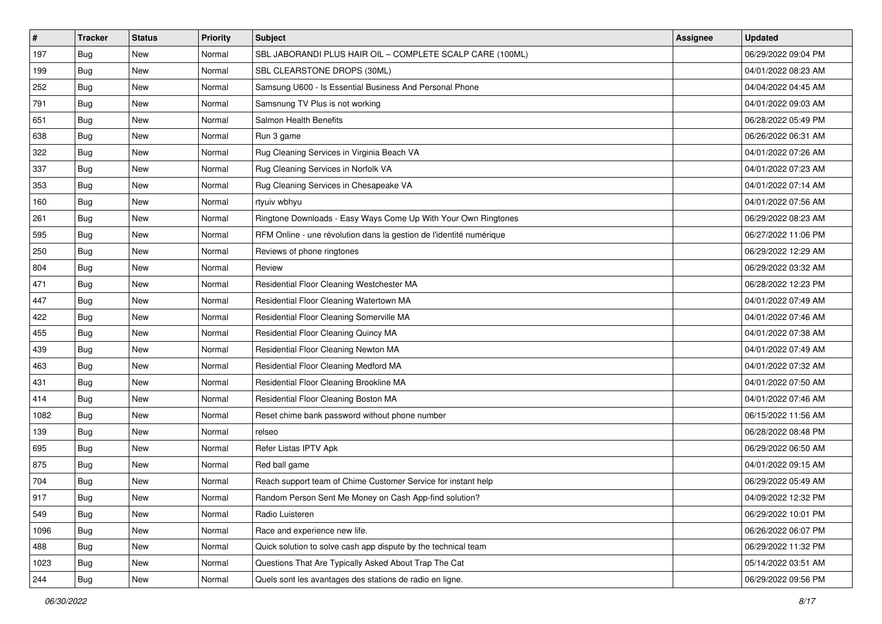| # | Tracker | Status | Priority | Subject | Assignee | Updated |
|---|---|---|---|---|---|---|
| 197 | Bug | New | Normal | SBL JABORANDI PLUS HAIR OIL – COMPLETE SCALP CARE (100ML) | | 06/29/2022 09:04 PM |
| 199 | Bug | New | Normal | SBL CLEARSTONE DROPS (30ML) | | 04/01/2022 08:23 AM |
| 252 | Bug | New | Normal | Samsung U600 - Is Essential Business And Personal Phone | | 04/04/2022 04:45 AM |
| 791 | Bug | New | Normal | Samsnung TV Plus is not working | | 04/01/2022 09:03 AM |
| 651 | Bug | New | Normal | Salmon Health Benefits | | 06/28/2022 05:49 PM |
| 638 | Bug | New | Normal | Run 3 game | | 06/26/2022 06:31 AM |
| 322 | Bug | New | Normal | Rug Cleaning Services in Virginia Beach VA | | 04/01/2022 07:26 AM |
| 337 | Bug | New | Normal | Rug Cleaning Services in Norfolk VA | | 04/01/2022 07:23 AM |
| 353 | Bug | New | Normal | Rug Cleaning Services in Chesapeake VA | | 04/01/2022 07:14 AM |
| 160 | Bug | New | Normal | rtyuiv wbhyu | | 04/01/2022 07:56 AM |
| 261 | Bug | New | Normal | Ringtone Downloads - Easy Ways Come Up With Your Own Ringtones | | 06/29/2022 08:23 AM |
| 595 | Bug | New | Normal | RFM Online - une révolution dans la gestion de l'identité numérique | | 06/27/2022 11:06 PM |
| 250 | Bug | New | Normal | Reviews of phone ringtones | | 06/29/2022 12:29 AM |
| 804 | Bug | New | Normal | Review | | 06/29/2022 03:32 AM |
| 471 | Bug | New | Normal | Residential Floor Cleaning Westchester MA | | 06/28/2022 12:23 PM |
| 447 | Bug | New | Normal | Residential Floor Cleaning Watertown MA | | 04/01/2022 07:49 AM |
| 422 | Bug | New | Normal | Residential Floor Cleaning Somerville MA | | 04/01/2022 07:46 AM |
| 455 | Bug | New | Normal | Residential Floor Cleaning Quincy MA | | 04/01/2022 07:38 AM |
| 439 | Bug | New | Normal | Residential Floor Cleaning Newton MA | | 04/01/2022 07:49 AM |
| 463 | Bug | New | Normal | Residential Floor Cleaning Medford MA | | 04/01/2022 07:32 AM |
| 431 | Bug | New | Normal | Residential Floor Cleaning Brookline MA | | 04/01/2022 07:50 AM |
| 414 | Bug | New | Normal | Residential Floor Cleaning Boston MA | | 04/01/2022 07:46 AM |
| 1082 | Bug | New | Normal | Reset chime bank password without phone number | | 06/15/2022 11:56 AM |
| 139 | Bug | New | Normal | relseo | | 06/28/2022 08:48 PM |
| 695 | Bug | New | Normal | Refer Listas IPTV Apk | | 06/29/2022 06:50 AM |
| 875 | Bug | New | Normal | Red ball game | | 04/01/2022 09:15 AM |
| 704 | Bug | New | Normal | Reach support team of Chime Customer Service for instant help | | 06/29/2022 05:49 AM |
| 917 | Bug | New | Normal | Random Person Sent Me Money on Cash App-find solution? | | 04/09/2022 12:32 PM |
| 549 | Bug | New | Normal | Radio Luisteren | | 06/29/2022 10:01 PM |
| 1096 | Bug | New | Normal | Race and experience new life. | | 06/26/2022 06:07 PM |
| 488 | Bug | New | Normal | Quick solution to solve cash app dispute by the technical team | | 06/29/2022 11:32 PM |
| 1023 | Bug | New | Normal | Questions That Are Typically Asked About Trap The Cat | | 05/14/2022 03:51 AM |
| 244 | Bug | New | Normal | Quels sont les avantages des stations de radio en ligne. | | 06/29/2022 09:56 PM |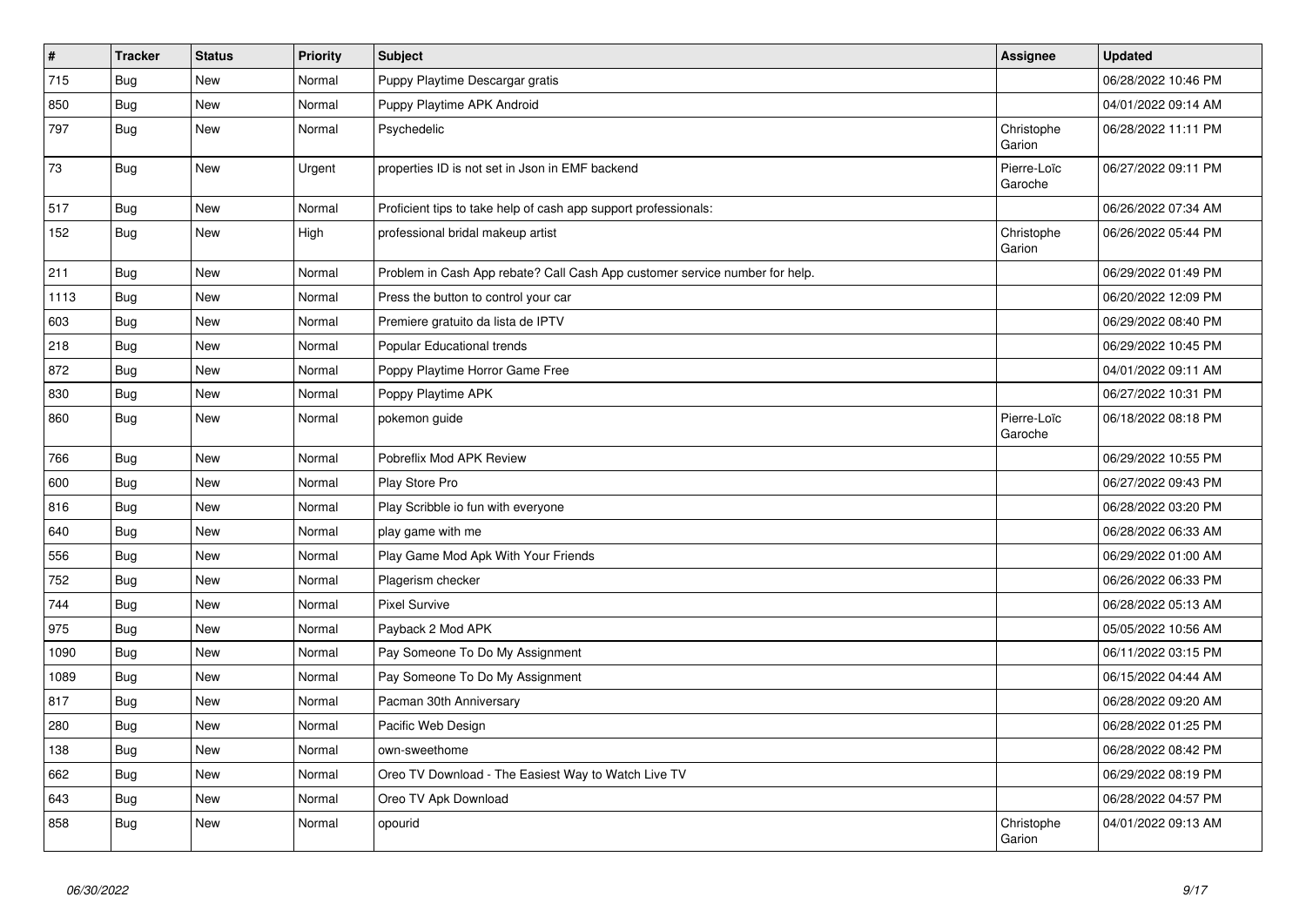| # | Tracker | Status | Priority | Subject | Assignee | Updated |
|---|---|---|---|---|---|---|
| 715 | Bug | New | Normal | Puppy Playtime Descargar gratis | | 06/28/2022 10:46 PM |
| 850 | Bug | New | Normal | Puppy Playtime APK Android | | 04/01/2022 09:14 AM |
| 797 | Bug | New | Normal | Psychedelic | Christophe Garion | 06/28/2022 11:11 PM |
| 73 | Bug | New | Urgent | properties ID is not set in Json in EMF backend | Pierre-Loïc Garoche | 06/27/2022 09:11 PM |
| 517 | Bug | New | Normal | Proficient tips to take help of cash app support professionals: | | 06/26/2022 07:34 AM |
| 152 | Bug | New | High | professional bridal makeup artist | Christophe Garion | 06/26/2022 05:44 PM |
| 211 | Bug | New | Normal | Problem in Cash App rebate? Call Cash App customer service number for help. | | 06/29/2022 01:49 PM |
| 1113 | Bug | New | Normal | Press the button to control your car | | 06/20/2022 12:09 PM |
| 603 | Bug | New | Normal | Premiere gratuito da lista de IPTV | | 06/29/2022 08:40 PM |
| 218 | Bug | New | Normal | Popular Educational trends | | 06/29/2022 10:45 PM |
| 872 | Bug | New | Normal | Poppy Playtime Horror Game Free | | 04/01/2022 09:11 AM |
| 830 | Bug | New | Normal | Poppy Playtime APK | | 06/27/2022 10:31 PM |
| 860 | Bug | New | Normal | pokemon guide | Pierre-Loïc Garoche | 06/18/2022 08:18 PM |
| 766 | Bug | New | Normal | Pobreflix Mod APK Review | | 06/29/2022 10:55 PM |
| 600 | Bug | New | Normal | Play Store Pro | | 06/27/2022 09:43 PM |
| 816 | Bug | New | Normal | Play Scribble io fun with everyone | | 06/28/2022 03:20 PM |
| 640 | Bug | New | Normal | play game with me | | 06/28/2022 06:33 AM |
| 556 | Bug | New | Normal | Play Game Mod Apk With Your Friends | | 06/29/2022 01:00 AM |
| 752 | Bug | New | Normal | Plagerism checker | | 06/26/2022 06:33 PM |
| 744 | Bug | New | Normal | Pixel Survive | | 06/28/2022 05:13 AM |
| 975 | Bug | New | Normal | Payback 2 Mod APK | | 05/05/2022 10:56 AM |
| 1090 | Bug | New | Normal | Pay Someone To Do My Assignment | | 06/11/2022 03:15 PM |
| 1089 | Bug | New | Normal | Pay Someone To Do My Assignment | | 06/15/2022 04:44 AM |
| 817 | Bug | New | Normal | Pacman 30th Anniversary | | 06/28/2022 09:20 AM |
| 280 | Bug | New | Normal | Pacific Web Design | | 06/28/2022 01:25 PM |
| 138 | Bug | New | Normal | own-sweethome | | 06/28/2022 08:42 PM |
| 662 | Bug | New | Normal | Oreo TV Download - The Easiest Way to Watch Live TV | | 06/29/2022 08:19 PM |
| 643 | Bug | New | Normal | Oreo TV Apk Download | | 06/28/2022 04:57 PM |
| 858 | Bug | New | Normal | opourid | Christophe Garion | 04/01/2022 09:13 AM |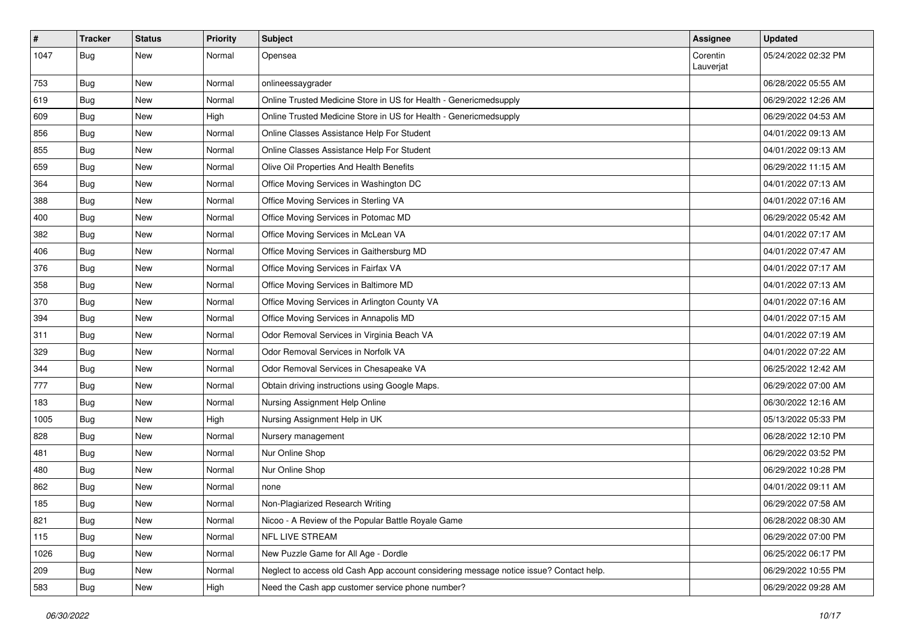| # | Tracker | Status | Priority | Subject | Assignee | Updated |
|---|---|---|---|---|---|---|
| 1047 | Bug | New | Normal | Opensea | Corentin Lauverjat | 05/24/2022 02:32 PM |
| 753 | Bug | New | Normal | onlineessaygrader | | 06/28/2022 05:55 AM |
| 619 | Bug | New | Normal | Online Trusted Medicine Store in US for Health - Genericmedsupply | | 06/29/2022 12:26 AM |
| 609 | Bug | New | High | Online Trusted Medicine Store in US for Health - Genericmedsupply | | 06/29/2022 04:53 AM |
| 856 | Bug | New | Normal | Online Classes Assistance Help For Student | | 04/01/2022 09:13 AM |
| 855 | Bug | New | Normal | Online Classes Assistance Help For Student | | 04/01/2022 09:13 AM |
| 659 | Bug | New | Normal | Olive Oil Properties And Health Benefits | | 06/29/2022 11:15 AM |
| 364 | Bug | New | Normal | Office Moving Services in Washington DC | | 04/01/2022 07:13 AM |
| 388 | Bug | New | Normal | Office Moving Services in Sterling VA | | 04/01/2022 07:16 AM |
| 400 | Bug | New | Normal | Office Moving Services in Potomac MD | | 06/29/2022 05:42 AM |
| 382 | Bug | New | Normal | Office Moving Services in McLean VA | | 04/01/2022 07:17 AM |
| 406 | Bug | New | Normal | Office Moving Services in Gaithersburg MD | | 04/01/2022 07:47 AM |
| 376 | Bug | New | Normal | Office Moving Services in Fairfax VA | | 04/01/2022 07:17 AM |
| 358 | Bug | New | Normal | Office Moving Services in Baltimore MD | | 04/01/2022 07:13 AM |
| 370 | Bug | New | Normal | Office Moving Services in Arlington County VA | | 04/01/2022 07:16 AM |
| 394 | Bug | New | Normal | Office Moving Services in Annapolis MD | | 04/01/2022 07:15 AM |
| 311 | Bug | New | Normal | Odor Removal Services in Virginia Beach VA | | 04/01/2022 07:19 AM |
| 329 | Bug | New | Normal | Odor Removal Services in Norfolk VA | | 04/01/2022 07:22 AM |
| 344 | Bug | New | Normal | Odor Removal Services in Chesapeake VA | | 06/25/2022 12:42 AM |
| 777 | Bug | New | Normal | Obtain driving instructions using Google Maps. | | 06/29/2022 07:00 AM |
| 183 | Bug | New | Normal | Nursing Assignment Help Online | | 06/30/2022 12:16 AM |
| 1005 | Bug | New | High | Nursing Assignment Help in UK | | 05/13/2022 05:33 PM |
| 828 | Bug | New | Normal | Nursery management | | 06/28/2022 12:10 PM |
| 481 | Bug | New | Normal | Nur Online Shop | | 06/29/2022 03:52 PM |
| 480 | Bug | New | Normal | Nur Online Shop | | 06/29/2022 10:28 PM |
| 862 | Bug | New | Normal | none | | 04/01/2022 09:11 AM |
| 185 | Bug | New | Normal | Non-Plagiarized Research Writing | | 06/29/2022 07:58 AM |
| 821 | Bug | New | Normal | Nicoo - A Review of the Popular Battle Royale Game | | 06/28/2022 08:30 AM |
| 115 | Bug | New | Normal | NFL LIVE STREAM | | 06/29/2022 07:00 PM |
| 1026 | Bug | New | Normal | New Puzzle Game for All Age - Dordle | | 06/25/2022 06:17 PM |
| 209 | Bug | New | Normal | Neglect to access old Cash App account considering message notice issue? Contact help. | | 06/29/2022 10:55 PM |
| 583 | Bug | New | High | Need the Cash app customer service phone number? | | 06/29/2022 09:28 AM |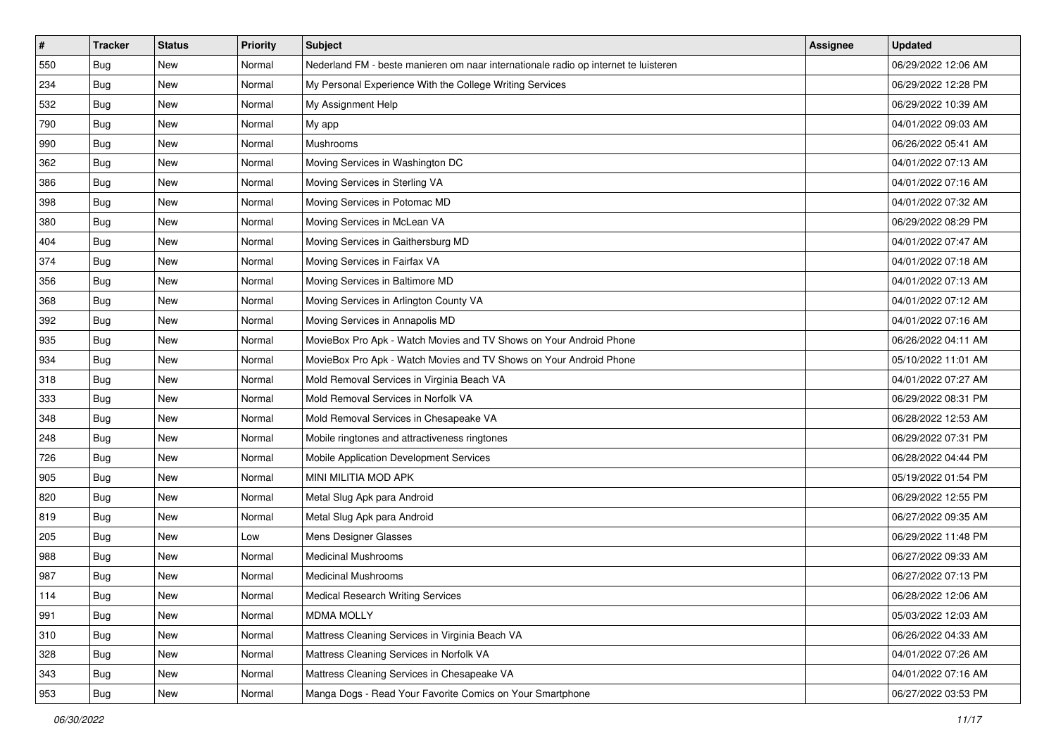| # | Tracker | Status | Priority | Subject | Assignee | Updated |
|---|---|---|---|---|---|---|
| 550 | Bug | New | Normal | Nederland FM - beste manieren om naar internationale radio op internet te luisteren | | 06/29/2022 12:06 AM |
| 234 | Bug | New | Normal | My Personal Experience With the College Writing Services | | 06/29/2022 12:28 PM |
| 532 | Bug | New | Normal | My Assignment Help | | 06/29/2022 10:39 AM |
| 790 | Bug | New | Normal | My app | | 04/01/2022 09:03 AM |
| 990 | Bug | New | Normal | Mushrooms | | 06/26/2022 05:41 AM |
| 362 | Bug | New | Normal | Moving Services in Washington DC | | 04/01/2022 07:13 AM |
| 386 | Bug | New | Normal | Moving Services in Sterling VA | | 04/01/2022 07:16 AM |
| 398 | Bug | New | Normal | Moving Services in Potomac MD | | 04/01/2022 07:32 AM |
| 380 | Bug | New | Normal | Moving Services in McLean VA | | 06/29/2022 08:29 PM |
| 404 | Bug | New | Normal | Moving Services in Gaithersburg MD | | 04/01/2022 07:47 AM |
| 374 | Bug | New | Normal | Moving Services in Fairfax VA | | 04/01/2022 07:18 AM |
| 356 | Bug | New | Normal | Moving Services in Baltimore MD | | 04/01/2022 07:13 AM |
| 368 | Bug | New | Normal | Moving Services in Arlington County VA | | 04/01/2022 07:12 AM |
| 392 | Bug | New | Normal | Moving Services in Annapolis MD | | 04/01/2022 07:16 AM |
| 935 | Bug | New | Normal | MovieBox Pro Apk - Watch Movies and TV Shows on Your Android Phone | | 06/26/2022 04:11 AM |
| 934 | Bug | New | Normal | MovieBox Pro Apk - Watch Movies and TV Shows on Your Android Phone | | 05/10/2022 11:01 AM |
| 318 | Bug | New | Normal | Mold Removal Services in Virginia Beach VA | | 04/01/2022 07:27 AM |
| 333 | Bug | New | Normal | Mold Removal Services in Norfolk VA | | 06/29/2022 08:31 PM |
| 348 | Bug | New | Normal | Mold Removal Services in Chesapeake VA | | 06/28/2022 12:53 AM |
| 248 | Bug | New | Normal | Mobile ringtones and attractiveness ringtones | | 06/29/2022 07:31 PM |
| 726 | Bug | New | Normal | Mobile Application Development Services | | 06/28/2022 04:44 PM |
| 905 | Bug | New | Normal | MINI MILITIA MOD APK | | 05/19/2022 01:54 PM |
| 820 | Bug | New | Normal | Metal Slug Apk para Android | | 06/29/2022 12:55 PM |
| 819 | Bug | New | Normal | Metal Slug Apk para Android | | 06/27/2022 09:35 AM |
| 205 | Bug | New | Low | Mens Designer Glasses | | 06/29/2022 11:48 PM |
| 988 | Bug | New | Normal | Medicinal Mushrooms | | 06/27/2022 09:33 AM |
| 987 | Bug | New | Normal | Medicinal Mushrooms | | 06/27/2022 07:13 PM |
| 114 | Bug | New | Normal | Medical Research Writing Services | | 06/28/2022 12:06 AM |
| 991 | Bug | New | Normal | MDMA MOLLY | | 05/03/2022 12:03 AM |
| 310 | Bug | New | Normal | Mattress Cleaning Services in Virginia Beach VA | | 06/26/2022 04:33 AM |
| 328 | Bug | New | Normal | Mattress Cleaning Services in Norfolk VA | | 04/01/2022 07:26 AM |
| 343 | Bug | New | Normal | Mattress Cleaning Services in Chesapeake VA | | 04/01/2022 07:16 AM |
| 953 | Bug | New | Normal | Manga Dogs - Read Your Favorite Comics on Your Smartphone | | 06/27/2022 03:53 PM |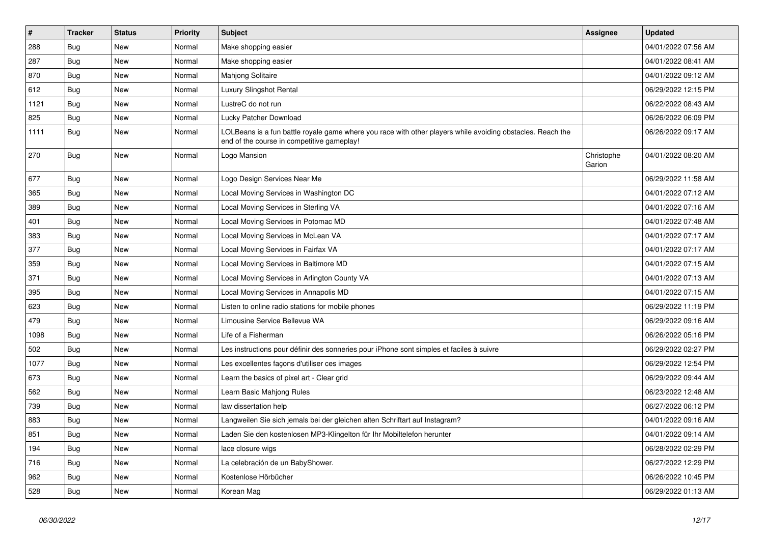| # | Tracker | Status | Priority | Subject | Assignee | Updated |
|---|---|---|---|---|---|---|
| 288 | Bug | New | Normal | Make shopping easier | | 04/01/2022 07:56 AM |
| 287 | Bug | New | Normal | Make shopping easier | | 04/01/2022 08:41 AM |
| 870 | Bug | New | Normal | Mahjong Solitaire | | 04/01/2022 09:12 AM |
| 612 | Bug | New | Normal | Luxury Slingshot Rental | | 06/29/2022 12:15 PM |
| 1121 | Bug | New | Normal | LustreC do not run | | 06/22/2022 08:43 AM |
| 825 | Bug | New | Normal | Lucky Patcher Download | | 06/26/2022 06:09 PM |
| 1111 | Bug | New | Normal | LOLBeans is a fun battle royale game where you race with other players while avoiding obstacles. Reach the end of the course in competitive gameplay! | | 06/26/2022 09:17 AM |
| 270 | Bug | New | Normal | Logo Mansion | Christophe Garion | 04/01/2022 08:20 AM |
| 677 | Bug | New | Normal | Logo Design Services Near Me | | 06/29/2022 11:58 AM |
| 365 | Bug | New | Normal | Local Moving Services in Washington DC | | 04/01/2022 07:12 AM |
| 389 | Bug | New | Normal | Local Moving Services in Sterling VA | | 04/01/2022 07:16 AM |
| 401 | Bug | New | Normal | Local Moving Services in Potomac MD | | 04/01/2022 07:48 AM |
| 383 | Bug | New | Normal | Local Moving Services in McLean VA | | 04/01/2022 07:17 AM |
| 377 | Bug | New | Normal | Local Moving Services in Fairfax VA | | 04/01/2022 07:17 AM |
| 359 | Bug | New | Normal | Local Moving Services in Baltimore MD | | 04/01/2022 07:15 AM |
| 371 | Bug | New | Normal | Local Moving Services in Arlington County VA | | 04/01/2022 07:13 AM |
| 395 | Bug | New | Normal | Local Moving Services in Annapolis MD | | 04/01/2022 07:15 AM |
| 623 | Bug | New | Normal | Listen to online radio stations for mobile phones | | 06/29/2022 11:19 PM |
| 479 | Bug | New | Normal | Limousine Service Bellevue WA | | 06/29/2022 09:16 AM |
| 1098 | Bug | New | Normal | Life of a Fisherman | | 06/26/2022 05:16 PM |
| 502 | Bug | New | Normal | Les instructions pour définir des sonneries pour iPhone sont simples et faciles à suivre | | 06/29/2022 02:27 PM |
| 1077 | Bug | New | Normal | Les excellentes façons d'utiliser ces images | | 06/29/2022 12:54 PM |
| 673 | Bug | New | Normal | Learn the basics of pixel art - Clear grid | | 06/29/2022 09:44 AM |
| 562 | Bug | New | Normal | Learn Basic Mahjong Rules | | 06/23/2022 12:48 AM |
| 739 | Bug | New | Normal | law dissertation help | | 06/27/2022 06:12 PM |
| 883 | Bug | New | Normal | Langweilen Sie sich jemals bei der gleichen alten Schriftart auf Instagram? | | 04/01/2022 09:16 AM |
| 851 | Bug | New | Normal | Laden Sie den kostenlosen MP3-Klingelton für Ihr Mobiltelefon herunter | | 04/01/2022 09:14 AM |
| 194 | Bug | New | Normal | lace closure wigs | | 06/28/2022 02:29 PM |
| 716 | Bug | New | Normal | La celebración de un BabyShower. | | 06/27/2022 12:29 PM |
| 962 | Bug | New | Normal | Kostenlose Hörbücher | | 06/26/2022 10:45 PM |
| 528 | Bug | New | Normal | Korean Mag | | 06/29/2022 01:13 AM |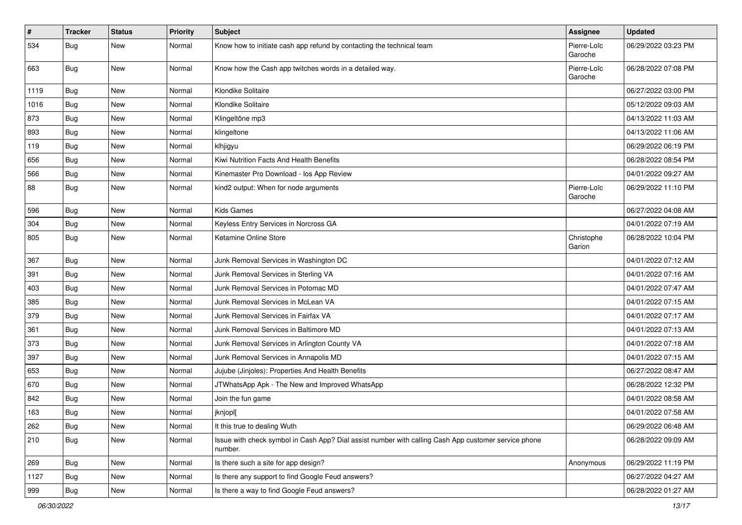| # | Tracker | Status | Priority | Subject | Assignee | Updated |
|---|---|---|---|---|---|---|
| 534 | Bug | New | Normal | Know how to initiate cash app refund by contacting the technical team | Pierre-Loïc Garoche | 06/29/2022 03:23 PM |
| 663 | Bug | New | Normal | Know how the Cash app twitches words in a detailed way. | Pierre-Loïc Garoche | 06/28/2022 07:08 PM |
| 1119 | Bug | New | Normal | Klondike Solitaire | | 06/27/2022 03:00 PM |
| 1016 | Bug | New | Normal | Klondike Solitaire | | 05/12/2022 09:03 AM |
| 873 | Bug | New | Normal | Klingeltöne mp3 | | 04/13/2022 11:03 AM |
| 893 | Bug | New | Normal | klingeltone | | 04/13/2022 11:06 AM |
| 119 | Bug | New | Normal | klhjigyu | | 06/29/2022 06:19 PM |
| 656 | Bug | New | Normal | Kiwi Nutrition Facts And Health Benefits | | 06/28/2022 08:54 PM |
| 566 | Bug | New | Normal | Kinemaster Pro Download - Ios App Review | | 04/01/2022 09:27 AM |
| 88 | Bug | New | Normal | kind2 output: When for node arguments | Pierre-Loïc Garoche | 06/29/2022 11:10 PM |
| 596 | Bug | New | Normal | Kids Games | | 06/27/2022 04:08 AM |
| 304 | Bug | New | Normal | Keyless Entry Services in Norcross GA | | 04/01/2022 07:19 AM |
| 805 | Bug | New | Normal | Ketamine Online Store | Christophe Garion | 06/28/2022 10:04 PM |
| 367 | Bug | New | Normal | Junk Removal Services in Washington DC | | 04/01/2022 07:12 AM |
| 391 | Bug | New | Normal | Junk Removal Services in Sterling VA | | 04/01/2022 07:16 AM |
| 403 | Bug | New | Normal | Junk Removal Services in Potomac MD | | 04/01/2022 07:47 AM |
| 385 | Bug | New | Normal | Junk Removal Services in McLean VA | | 04/01/2022 07:15 AM |
| 379 | Bug | New | Normal | Junk Removal Services in Fairfax VA | | 04/01/2022 07:17 AM |
| 361 | Bug | New | Normal | Junk Removal Services in Baltimore MD | | 04/01/2022 07:13 AM |
| 373 | Bug | New | Normal | Junk Removal Services in Arlington County VA | | 04/01/2022 07:18 AM |
| 397 | Bug | New | Normal | Junk Removal Services in Annapolis MD | | 04/01/2022 07:15 AM |
| 653 | Bug | New | Normal | Jujube (Jinjoles): Properties And Health Benefits | | 06/27/2022 08:47 AM |
| 670 | Bug | New | Normal | JTWhatsApp Apk - The New and Improved WhatsApp | | 06/28/2022 12:32 PM |
| 842 | Bug | New | Normal | Join the fun game | | 04/01/2022 08:58 AM |
| 163 | Bug | New | Normal | jknjopl[ | | 04/01/2022 07:58 AM |
| 262 | Bug | New | Normal | It this true to dealing Wuth | | 06/29/2022 06:48 AM |
| 210 | Bug | New | Normal | Issue with check symbol in Cash App? Dial assist number with calling Cash App customer service phone number. | | 06/28/2022 09:09 AM |
| 269 | Bug | New | Normal | Is there such a site for app design? | Anonymous | 06/29/2022 11:19 PM |
| 1127 | Bug | New | Normal | Is there any support to find Google Feud answers? | | 06/27/2022 04:27 AM |
| 999 | Bug | New | Normal | Is there a way to find Google Feud answers? | | 06/28/2022 01:27 AM |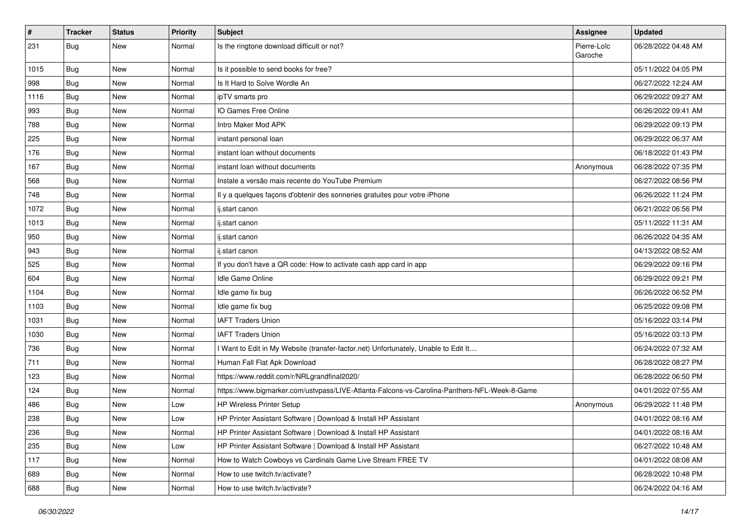| # | Tracker | Status | Priority | Subject | Assignee | Updated |
|---|---|---|---|---|---|---|
| 231 | Bug | New | Normal | Is the ringtone download difficult or not? | Pierre-Loïc Garoche | 06/28/2022 04:48 AM |
| 1015 | Bug | New | Normal | Is it possible to send books for free? | | 05/11/2022 04:05 PM |
| 998 | Bug | New | Normal | Is It Hard to Solve Wordle An | | 06/27/2022 12:24 AM |
| 1116 | Bug | New | Normal | ipTV smarts pro | | 06/29/2022 09:27 AM |
| 993 | Bug | New | Normal | IO Games Free Online | | 06/26/2022 09:41 AM |
| 788 | Bug | New | Normal | Intro Maker Mod APK | | 06/29/2022 09:13 PM |
| 225 | Bug | New | Normal | instant personal loan | | 06/29/2022 06:37 AM |
| 176 | Bug | New | Normal | instant loan without documents | | 06/18/2022 01:43 PM |
| 167 | Bug | New | Normal | instant loan without documents | Anonymous | 06/28/2022 07:35 PM |
| 568 | Bug | New | Normal | Instale a versão mais recente do YouTube Premium | | 06/27/2022 08:56 PM |
| 748 | Bug | New | Normal | Il y a quelques façons d'obtenir des sonneries gratuites pour votre iPhone | | 06/26/2022 11:24 PM |
| 1072 | Bug | New | Normal | ij.start canon | | 06/21/2022 06:56 PM |
| 1013 | Bug | New | Normal | ij.start canon | | 05/11/2022 11:31 AM |
| 950 | Bug | New | Normal | ij.start canon | | 06/26/2022 04:35 AM |
| 943 | Bug | New | Normal | ij.start canon | | 04/13/2022 08:52 AM |
| 525 | Bug | New | Normal | If you don't have a QR code: How to activate cash app card in app | | 06/29/2022 09:16 PM |
| 604 | Bug | New | Normal | Idle Game Online | | 06/29/2022 09:21 PM |
| 1104 | Bug | New | Normal | Idle game fix bug | | 06/26/2022 06:52 PM |
| 1103 | Bug | New | Normal | Idle game fix bug | | 06/25/2022 09:08 PM |
| 1031 | Bug | New | Normal | IAFT Traders Union | | 05/16/2022 03:14 PM |
| 1030 | Bug | New | Normal | IAFT Traders Union | | 05/16/2022 03:13 PM |
| 736 | Bug | New | Normal | I Want to Edit in My Website (transfer-factor.net) Unfortunately, Unable to Edit It.... | | 06/24/2022 07:32 AM |
| 711 | Bug | New | Normal | Human Fall Flat Apk Download | | 06/28/2022 08:27 PM |
| 123 | Bug | New | Normal | https://www.reddit.com/r/NRLgrandfinal2020/ | | 06/28/2022 06:50 PM |
| 124 | Bug | New | Normal | https://www.bigmarker.com/ustvpass/LIVE-Atlanta-Falcons-vs-Carolina-Panthers-NFL-Week-8-Game | | 04/01/2022 07:55 AM |
| 486 | Bug | New | Low | HP Wireless Printer Setup | Anonymous | 06/29/2022 11:48 PM |
| 238 | Bug | New | Low | HP Printer Assistant Software \| Download & Install HP Assistant | | 04/01/2022 08:16 AM |
| 236 | Bug | New | Normal | HP Printer Assistant Software \| Download & Install HP Assistant | | 04/01/2022 08:16 AM |
| 235 | Bug | New | Low | HP Printer Assistant Software \| Download & Install HP Assistant | | 06/27/2022 10:48 AM |
| 117 | Bug | New | Normal | How to Watch Cowboys vs Cardinals Game Live Stream FREE TV | | 04/01/2022 08:08 AM |
| 689 | Bug | New | Normal | How to use twitch.tv/activate? | | 06/28/2022 10:48 PM |
| 688 | Bug | New | Normal | How to use twitch.tv/activate? | | 06/24/2022 04:16 AM |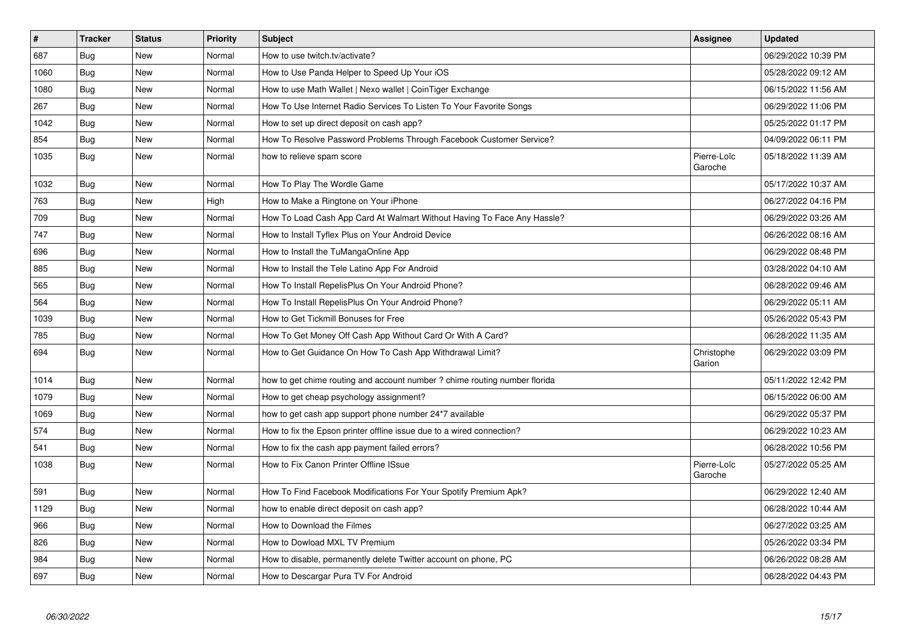| # | Tracker | Status | Priority | Subject | Assignee | Updated |
|---|---|---|---|---|---|---|
| 687 | Bug | New | Normal | How to use twitch.tv/activate? | | 06/29/2022 10:39 PM |
| 1060 | Bug | New | Normal | How to Use Panda Helper to Speed Up Your iOS | | 05/28/2022 09:12 AM |
| 1080 | Bug | New | Normal | How to use Math Wallet \| Nexo wallet \| CoinTiger Exchange | | 06/15/2022 11:56 AM |
| 267 | Bug | New | Normal | How To Use Internet Radio Services To Listen To Your Favorite Songs | | 06/29/2022 11:06 PM |
| 1042 | Bug | New | Normal | How to set up direct deposit on cash app? | | 05/25/2022 01:17 PM |
| 854 | Bug | New | Normal | How To Resolve Password Problems Through Facebook Customer Service? | | 04/09/2022 06:11 PM |
| 1035 | Bug | New | Normal | how to relieve spam score | Pierre-Loïc Garoche | 05/18/2022 11:39 AM |
| 1032 | Bug | New | Normal | How To Play The Wordle Game | | 05/17/2022 10:37 AM |
| 763 | Bug | New | High | How to Make a Ringtone on Your iPhone | | 06/27/2022 04:16 PM |
| 709 | Bug | New | Normal | How To Load Cash App Card At Walmart Without Having To Face Any Hassle? | | 06/29/2022 03:26 AM |
| 747 | Bug | New | Normal | How to Install Tyflex Plus on Your Android Device | | 06/26/2022 08:16 AM |
| 696 | Bug | New | Normal | How to Install the TuMangaOnline App | | 06/29/2022 08:48 PM |
| 885 | Bug | New | Normal | How to Install the Tele Latino App For Android | | 03/28/2022 04:10 AM |
| 565 | Bug | New | Normal | How To Install RepelisPlus On Your Android Phone? | | 06/28/2022 09:46 AM |
| 564 | Bug | New | Normal | How To Install RepelisPlus On Your Android Phone? | | 06/29/2022 05:11 AM |
| 1039 | Bug | New | Normal | How to Get Tickmill Bonuses for Free | | 05/26/2022 05:43 PM |
| 785 | Bug | New | Normal | How To Get Money Off Cash App Without Card Or With A Card? | | 06/28/2022 11:35 AM |
| 694 | Bug | New | Normal | How to Get Guidance On How To Cash App Withdrawal Limit? | Christophe Garion | 06/29/2022 03:09 PM |
| 1014 | Bug | New | Normal | how to get chime routing and account number ? chime routing number florida | | 05/11/2022 12:42 PM |
| 1079 | Bug | New | Normal | How to get cheap psychology assignment? | | 06/15/2022 06:00 AM |
| 1069 | Bug | New | Normal | how to get cash app support phone number 24*7 available | | 06/29/2022 05:37 PM |
| 574 | Bug | New | Normal | How to fix the Epson printer offline issue due to a wired connection? | | 06/29/2022 10:23 AM |
| 541 | Bug | New | Normal | How to fix the cash app payment failed errors? | | 06/28/2022 10:56 PM |
| 1038 | Bug | New | Normal | How to Fix Canon Printer Offline ISsue | Pierre-Loïc Garoche | 05/27/2022 05:25 AM |
| 591 | Bug | New | Normal | How To Find Facebook Modifications For Your Spotify Premium Apk? | | 06/29/2022 12:40 AM |
| 1129 | Bug | New | Normal | how to enable direct deposit on cash app? | | 06/28/2022 10:44 AM |
| 966 | Bug | New | Normal | How to Download the Filmes | | 06/27/2022 03:25 AM |
| 826 | Bug | New | Normal | How to Dowload MXL TV Premium | | 05/26/2022 03:34 PM |
| 984 | Bug | New | Normal | How to disable, permanently delete Twitter account on phone, PC | | 06/26/2022 08:28 AM |
| 697 | Bug | New | Normal | How to Descargar Pura TV For Android | | 06/28/2022 04:43 PM |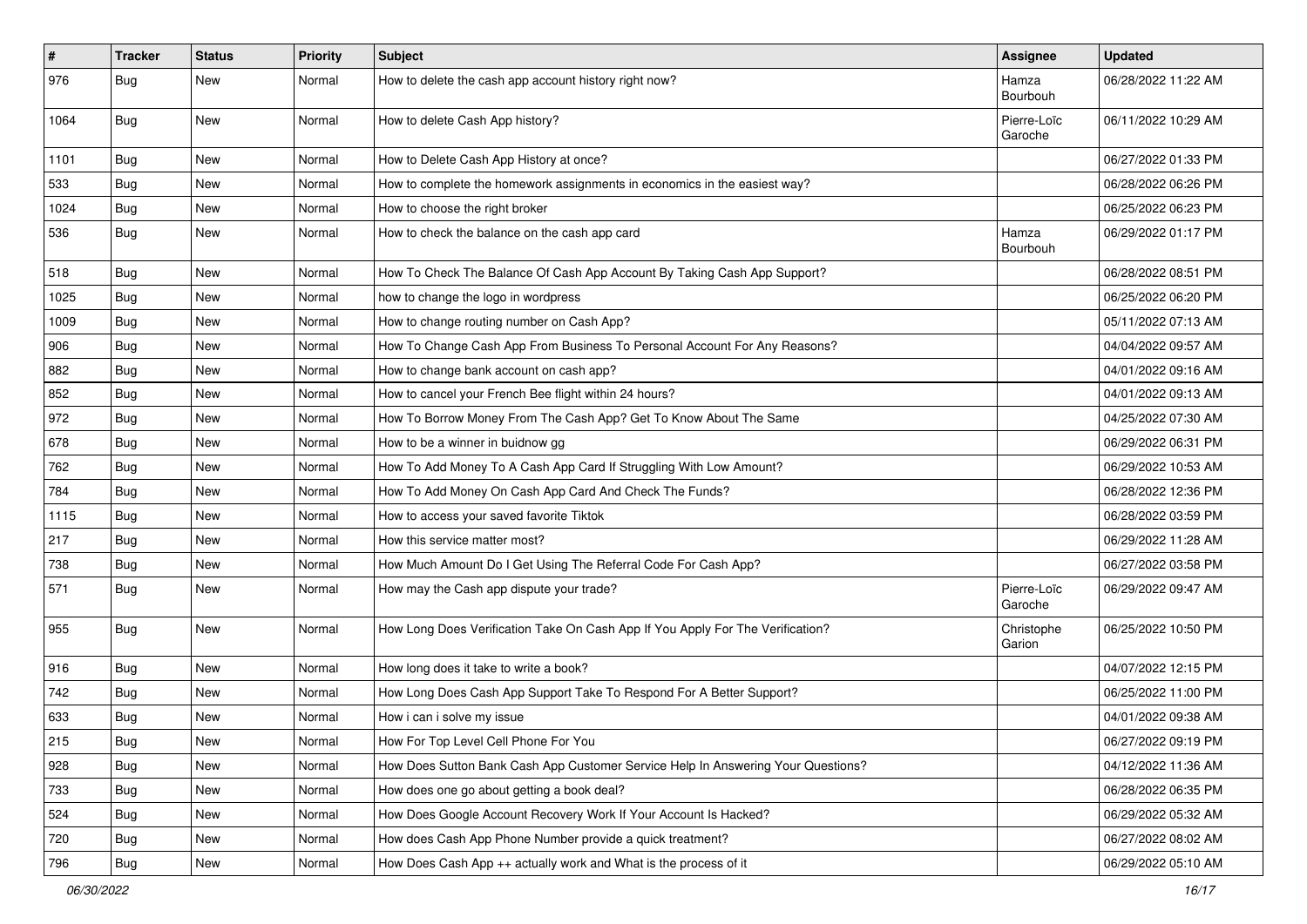| # | Tracker | Status | Priority | Subject | Assignee | Updated |
|---|---|---|---|---|---|---|
| 976 | Bug | New | Normal | How to delete the cash app account history right now? | Hamza Bourbouh | 06/28/2022 11:22 AM |
| 1064 | Bug | New | Normal | How to delete Cash App history? | Pierre-Loïc Garoche | 06/11/2022 10:29 AM |
| 1101 | Bug | New | Normal | How to Delete Cash App History at once? | | 06/27/2022 01:33 PM |
| 533 | Bug | New | Normal | How to complete the homework assignments in economics in the easiest way? | | 06/28/2022 06:26 PM |
| 1024 | Bug | New | Normal | How to choose the right broker | | 06/25/2022 06:23 PM |
| 536 | Bug | New | Normal | How to check the balance on the cash app card | Hamza Bourbouh | 06/29/2022 01:17 PM |
| 518 | Bug | New | Normal | How To Check The Balance Of Cash App Account By Taking Cash App Support? | | 06/28/2022 08:51 PM |
| 1025 | Bug | New | Normal | how to change the logo in wordpress | | 06/25/2022 06:20 PM |
| 1009 | Bug | New | Normal | How to change routing number on Cash App? | | 05/11/2022 07:13 AM |
| 906 | Bug | New | Normal | How To Change Cash App From Business To Personal Account For Any Reasons? | | 04/04/2022 09:57 AM |
| 882 | Bug | New | Normal | How to change bank account on cash app? | | 04/01/2022 09:16 AM |
| 852 | Bug | New | Normal | How to cancel your French Bee flight within 24 hours? | | 04/01/2022 09:13 AM |
| 972 | Bug | New | Normal | How To Borrow Money From The Cash App? Get To Know About The Same | | 04/25/2022 07:30 AM |
| 678 | Bug | New | Normal | How to be a winner in buidnow gg | | 06/29/2022 06:31 PM |
| 762 | Bug | New | Normal | How To Add Money To A Cash App Card If Struggling With Low Amount? | | 06/29/2022 10:53 AM |
| 784 | Bug | New | Normal | How To Add Money On Cash App Card And Check The Funds? | | 06/28/2022 12:36 PM |
| 1115 | Bug | New | Normal | How to access your saved favorite Tiktok | | 06/28/2022 03:59 PM |
| 217 | Bug | New | Normal | How this service matter most? | | 06/29/2022 11:28 AM |
| 738 | Bug | New | Normal | How Much Amount Do I Get Using The Referral Code For Cash App? | | 06/27/2022 03:58 PM |
| 571 | Bug | New | Normal | How may the Cash app dispute your trade? | Pierre-Loïc Garoche | 06/29/2022 09:47 AM |
| 955 | Bug | New | Normal | How Long Does Verification Take On Cash App If You Apply For The Verification? | Christophe Garion | 06/25/2022 10:50 PM |
| 916 | Bug | New | Normal | How long does it take to write a book? | | 04/07/2022 12:15 PM |
| 742 | Bug | New | Normal | How Long Does Cash App Support Take To Respond For A Better Support? | | 06/25/2022 11:00 PM |
| 633 | Bug | New | Normal | How i can i solve my issue | | 04/01/2022 09:38 AM |
| 215 | Bug | New | Normal | How For Top Level Cell Phone For You | | 06/27/2022 09:19 PM |
| 928 | Bug | New | Normal | How Does Sutton Bank Cash App Customer Service Help In Answering Your Questions? | | 04/12/2022 11:36 AM |
| 733 | Bug | New | Normal | How does one go about getting a book deal? | | 06/28/2022 06:35 PM |
| 524 | Bug | New | Normal | How Does Google Account Recovery Work If Your Account Is Hacked? | | 06/29/2022 05:32 AM |
| 720 | Bug | New | Normal | How does Cash App Phone Number provide a quick treatment? | | 06/27/2022 08:02 AM |
| 796 | Bug | New | Normal | How Does Cash App ++ actually work and What is the process of it | | 06/29/2022 05:10 AM |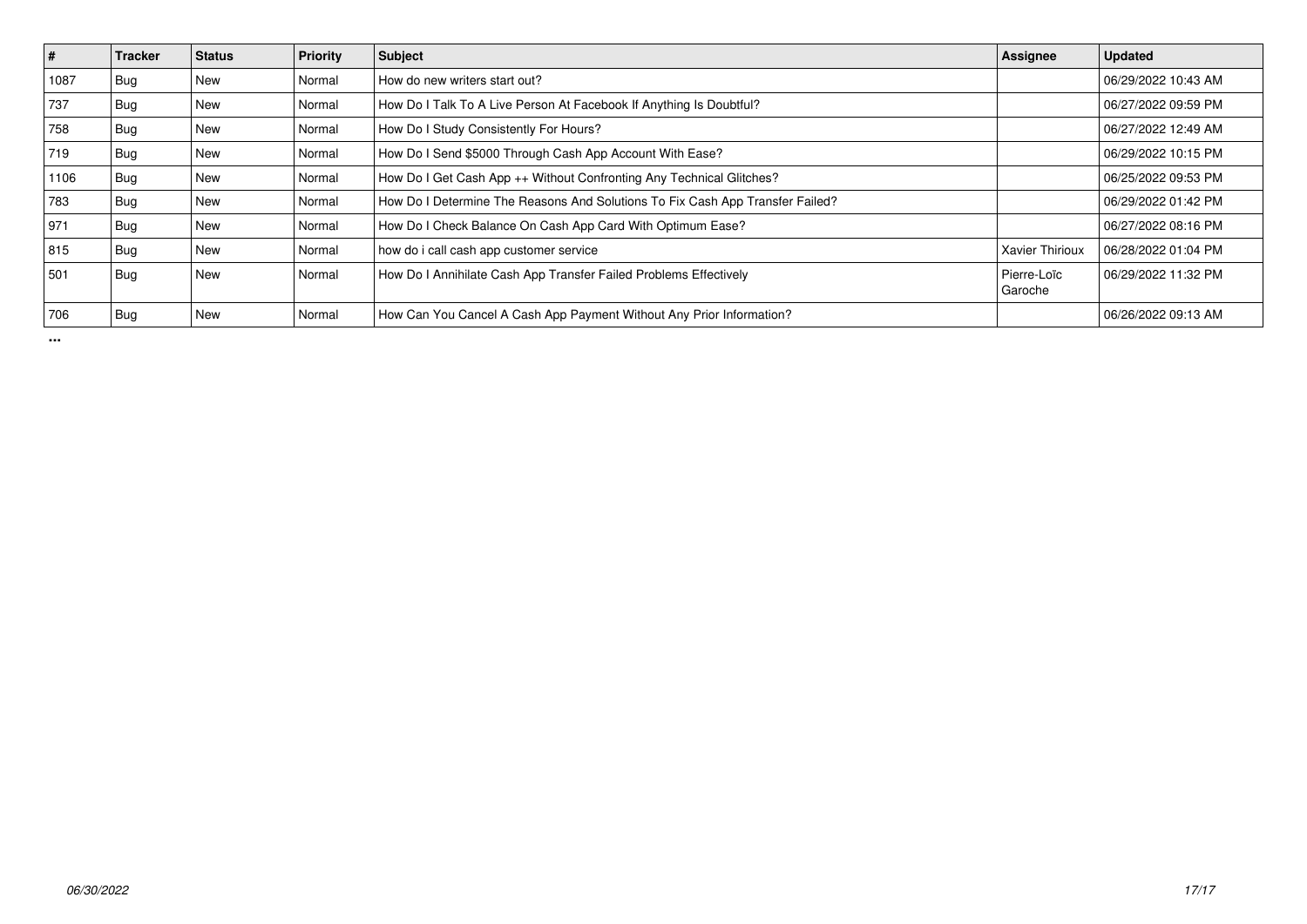| # | Tracker | Status | Priority | Subject | Assignee | Updated |
|---|---|---|---|---|---|---|
| 1087 | Bug | New | Normal | How do new writers start out? | | 06/29/2022 10:43 AM |
| 737 | Bug | New | Normal | How Do I Talk To A Live Person At Facebook If Anything Is Doubtful? | | 06/27/2022 09:59 PM |
| 758 | Bug | New | Normal | How Do I Study Consistently For Hours? | | 06/27/2022 12:49 AM |
| 719 | Bug | New | Normal | How Do I Send $5000 Through Cash App Account With Ease? | | 06/29/2022 10:15 PM |
| 1106 | Bug | New | Normal | How Do I Get Cash App ++ Without Confronting Any Technical Glitches? | | 06/25/2022 09:53 PM |
| 783 | Bug | New | Normal | How Do I Determine The Reasons And Solutions To Fix Cash App Transfer Failed? | | 06/29/2022 01:42 PM |
| 971 | Bug | New | Normal | How Do I Check Balance On Cash App Card With Optimum Ease? | | 06/27/2022 08:16 PM |
| 815 | Bug | New | Normal | how do i call cash app customer service | Xavier Thirioux | 06/28/2022 01:04 PM |
| 501 | Bug | New | Normal | How Do I Annihilate Cash App Transfer Failed Problems Effectively | Pierre-Loïc Garoche | 06/29/2022 11:32 PM |
| 706 | Bug | New | Normal | How Can You Cancel A Cash App Payment Without Any Prior Information? | | 06/26/2022 09:13 AM |

...